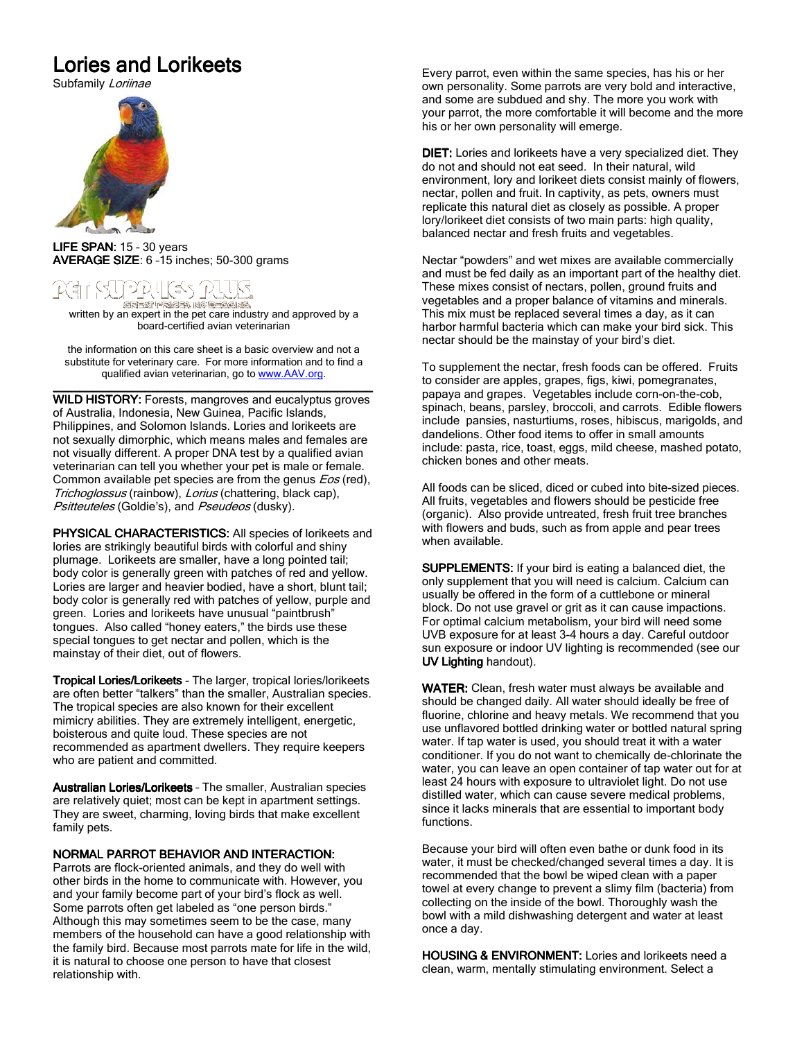# Lories and Lorikeets

Subfamily *Loriinae*

**LIFE SPAN:** 15 – 30 years
**AVERAGE SIZE**: 6 –15 inches; 50-300 grams

PET SUPPLIES PLUS
GREAT PRICES. NO BRAGGING.

written by an expert in the pet care industry and approved by a board-certified avian veterinarian

the information on this care sheet is a basic overview and not a substitute for veterinary care. For more information and to find a qualified avian veterinarian, go to www.AAV.org.

---

**WILD HISTORY:** Forests, mangroves and eucalyptus groves of Australia, Indonesia, New Guinea, Pacific Islands, Philippines, and Solomon Islands. Lories and lorikeets are not sexually dimorphic, which means males and females are not visually different. A proper DNA test by a qualified avian veterinarian can tell you whether your pet is male or female. Common available pet species are from the genus *Eos* (red), *Trichoglossus* (rainbow), *Lorius* (chattering, black cap), *Psitteuteles* (Goldie's), and *Pseudeos* (dusky).

**PHYSICAL CHARACTERISTICS:** All species of lorikeets and lories are strikingly beautiful birds with colorful and shiny plumage. Lorikeets are smaller, have a long pointed tail; body color is generally green with patches of red and yellow. Lories are larger and heavier bodied, have a short, blunt tail; body color is generally red with patches of yellow, purple and green. Lories and lorikeets have unusual "paintbrush" tongues. Also called "honey eaters," the birds use these special tongues to get nectar and pollen, which is the mainstay of their diet, out of flowers.

**Tropical Lories/Lorikeets** - The larger, tropical lories/lorikeets are often better "talkers" than the smaller, Australian species. The tropical species are also known for their excellent mimicry abilities. They are extremely intelligent, energetic, boisterous and quite loud. These species are not recommended as apartment dwellers. They require keepers who are patient and committed.

**Australian Lories/Lorikeets** – The smaller, Australian species are relatively quiet; most can be kept in apartment settings. They are sweet, charming, loving birds that make excellent family pets.

**NORMAL PARROT BEHAVIOR AND INTERACTION:**
Parrots are flock-oriented animals, and they do well with other birds in the home to communicate with. However, you and your family become part of your bird's flock as well. Some parrots often get labeled as "one person birds." Although this may sometimes seem to be the case, many members of the household can have a good relationship with the family bird. Because most parrots mate for life in the wild, it is natural to choose one person to have that closest relationship with.

Every parrot, even within the same species, has his or her own personality. Some parrots are very bold and interactive, and some are subdued and shy. The more you work with your parrot, the more comfortable it will become and the more his or her own personality will emerge.

**DIET:** Lories and lorikeets have a very specialized diet. They do not and should not eat seed. In their natural, wild environment, lory and lorikeet diets consist mainly of flowers, nectar, pollen and fruit. In captivity, as pets, owners must replicate this natural diet as closely as possible. A proper lory/lorikeet diet consists of two main parts: high quality, balanced nectar and fresh fruits and vegetables.

Nectar "powders" and wet mixes are available commercially and must be fed daily as an important part of the healthy diet. These mixes consist of nectars, pollen, ground fruits and vegetables and a proper balance of vitamins and minerals. This mix must be replaced several times a day, as it can harbor harmful bacteria which can make your bird sick. This nectar should be the mainstay of your bird's diet.

To supplement the nectar, fresh foods can be offered. Fruits to consider are apples, grapes, figs, kiwi, pomegranates, papaya and grapes. Vegetables include corn-on-the-cob, spinach, beans, parsley, broccoli, and carrots. Edible flowers include pansies, nasturtiums, roses, hibiscus, marigolds, and dandelions. Other food items to offer in small amounts include: pasta, rice, toast, eggs, mild cheese, mashed potato, chicken bones and other meats.

All foods can be sliced, diced or cubed into bite-sized pieces. All fruits, vegetables and flowers should be pesticide free (organic). Also provide untreated, fresh fruit tree branches with flowers and buds, such as from apple and pear trees when available.

**SUPPLEMENTS:** If your bird is eating a balanced diet, the only supplement that you will need is calcium. Calcium can usually be offered in the form of a cuttlebone or mineral block. Do not use gravel or grit as it can cause impactions. For optimal calcium metabolism, your bird will need some UVB exposure for at least 3-4 hours a day. Careful outdoor sun exposure or indoor UV lighting is recommended (see our **UV Lighting** handout).

**WATER:** Clean, fresh water must always be available and should be changed daily. All water should ideally be free of fluorine, chlorine and heavy metals. We recommend that you use unflavored bottled drinking water or bottled natural spring water. If tap water is used, you should treat it with a water conditioner. If you do not want to chemically de-chlorinate the water, you can leave an open container of tap water out for at least 24 hours with exposure to ultraviolet light. Do not use distilled water, which can cause severe medical problems, since it lacks minerals that are essential to important body functions.

Because your bird will often even bathe or dunk food in its water, it must be checked/changed several times a day. It is recommended that the bowl be wiped clean with a paper towel at every change to prevent a slimy film (bacteria) from collecting on the inside of the bowl. Thoroughly wash the bowl with a mild dishwashing detergent and water at least once a day.

**HOUSING & ENVIRONMENT:** Lories and lorikeets need a clean, warm, mentally stimulating environment. Select a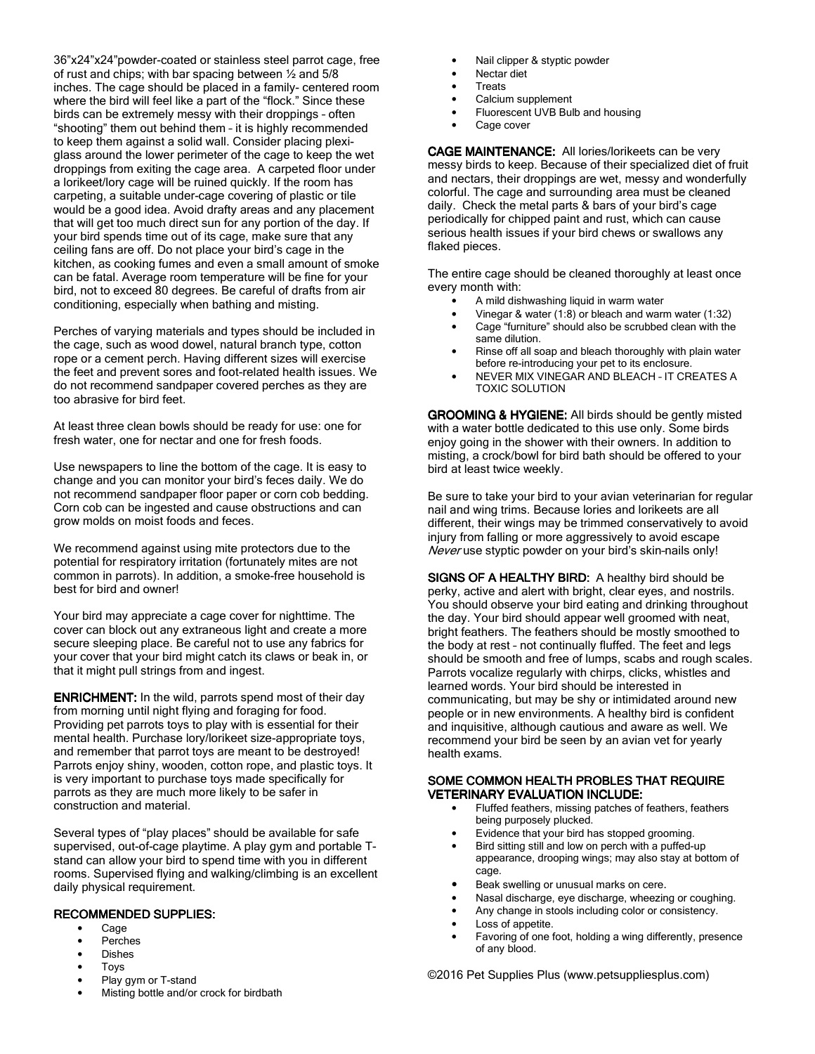36"x24"x24"powder-coated or stainless steel parrot cage, free of rust and chips; with bar spacing between ½ and 5/8 inches. The cage should be placed in a family- centered room where the bird will feel like a part of the "flock." Since these birds can be extremely messy with their droppings – often "shooting" them out behind them – it is highly recommended to keep them against a solid wall. Consider placing plexi-glass around the lower perimeter of the cage to keep the wet droppings from exiting the cage area. A carpeted floor under a lorikeet/lory cage will be ruined quickly. If the room has carpeting, a suitable under-cage covering of plastic or tile would be a good idea. Avoid drafty areas and any placement that will get too much direct sun for any portion of the day. If your bird spends time out of its cage, make sure that any ceiling fans are off. Do not place your bird's cage in the kitchen, as cooking fumes and even a small amount of smoke can be fatal. Average room temperature will be fine for your bird, not to exceed 80 degrees. Be careful of drafts from air conditioning, especially when bathing and misting.

Perches of varying materials and types should be included in the cage, such as wood dowel, natural branch type, cotton rope or a cement perch. Having different sizes will exercise the feet and prevent sores and foot-related health issues. We do not recommend sandpaper covered perches as they are too abrasive for bird feet.

At least three clean bowls should be ready for use: one for fresh water, one for nectar and one for fresh foods.

Use newspapers to line the bottom of the cage. It is easy to change and you can monitor your bird's feces daily. We do not recommend sandpaper floor paper or corn cob bedding. Corn cob can be ingested and cause obstructions and can grow molds on moist foods and feces.

We recommend against using mite protectors due to the potential for respiratory irritation (fortunately mites are not common in parrots). In addition, a smoke-free household is best for bird and owner!

Your bird may appreciate a cage cover for nighttime. The cover can block out any extraneous light and create a more secure sleeping place. Be careful not to use any fabrics for your cover that your bird might catch its claws or beak in, or that it might pull strings from and ingest.

**ENRICHMENT:** In the wild, parrots spend most of their day from morning until night flying and foraging for food. Providing pet parrots toys to play with is essential for their mental health. Purchase lory/lorikeet size-appropriate toys, and remember that parrot toys are meant to be destroyed! Parrots enjoy shiny, wooden, cotton rope, and plastic toys. It is very important to purchase toys made specifically for parrots as they are much more likely to be safer in construction and material.

Several types of "play places" should be available for safe supervised, out-of-cage playtime. A play gym and portable T-stand can allow your bird to spend time with you in different rooms. Supervised flying and walking/climbing is an excellent daily physical requirement.

**RECOMMENDED SUPPLIES:**

- Cage
- Perches
- Dishes
- Toys
- Play gym or T-stand
- Misting bottle and/or crock for birdbath
- Nail clipper & styptic powder
- Nectar diet
- Treats
- Calcium supplement
- Fluorescent UVB Bulb and housing
- Cage cover

**CAGE MAINTENANCE:** All lories/lorikeets can be very messy birds to keep. Because of their specialized diet of fruit and nectars, their droppings are wet, messy and wonderfully colorful. The cage and surrounding area must be cleaned daily. Check the metal parts & bars of your bird's cage periodically for chipped paint and rust, which can cause serious health issues if your bird chews or swallows any flaked pieces.

The entire cage should be cleaned thoroughly at least once every month with:

- A mild dishwashing liquid in warm water
- Vinegar & water (1:8) or bleach and warm water (1:32)
- Cage "furniture" should also be scrubbed clean with the same dilution.
- Rinse off all soap and bleach thoroughly with plain water before re-introducing your pet to its enclosure.
- NEVER MIX VINEGAR AND BLEACH – IT CREATES A TOXIC SOLUTION

**GROOMING & HYGIENE:** All birds should be gently misted with a water bottle dedicated to this use only. Some birds enjoy going in the shower with their owners. In addition to misting, a crock/bowl for bird bath should be offered to your bird at least twice weekly.

Be sure to take your bird to your avian veterinarian for regular nail and wing trims. Because lories and lorikeets are all different, their wings may be trimmed conservatively to avoid injury from falling or more aggressively to avoid escape *Never* use styptic powder on your bird's skin–nails only!

**SIGNS OF A HEALTHY BIRD:** A healthy bird should be perky, active and alert with bright, clear eyes, and nostrils. You should observe your bird eating and drinking throughout the day. Your bird should appear well groomed with neat, bright feathers. The feathers should be mostly smoothed to the body at rest – not continually fluffed. The feet and legs should be smooth and free of lumps, scabs and rough scales. Parrots vocalize regularly with chirps, clicks, whistles and learned words. Your bird should be interested in communicating, but may be shy or intimidated around new people or in new environments. A healthy bird is confident and inquisitive, although cautious and aware as well. We recommend your bird be seen by an avian vet for yearly health exams.

**SOME COMMON HEALTH PROBLES THAT REQUIRE VETERINARY EVALUATION INCLUDE:**

- Fluffed feathers, missing patches of feathers, feathers being purposely plucked.
- Evidence that your bird has stopped grooming.
- Bird sitting still and low on perch with a puffed-up appearance, drooping wings; may also stay at bottom of cage.
- Beak swelling or unusual marks on cere.
- Nasal discharge, eye discharge, wheezing or coughing.
- Any change in stools including color or consistency.
- Loss of appetite.
- Favoring of one foot, holding a wing differently, presence of any blood.

©2016 Pet Supplies Plus (www.petsuppliesplus.com)